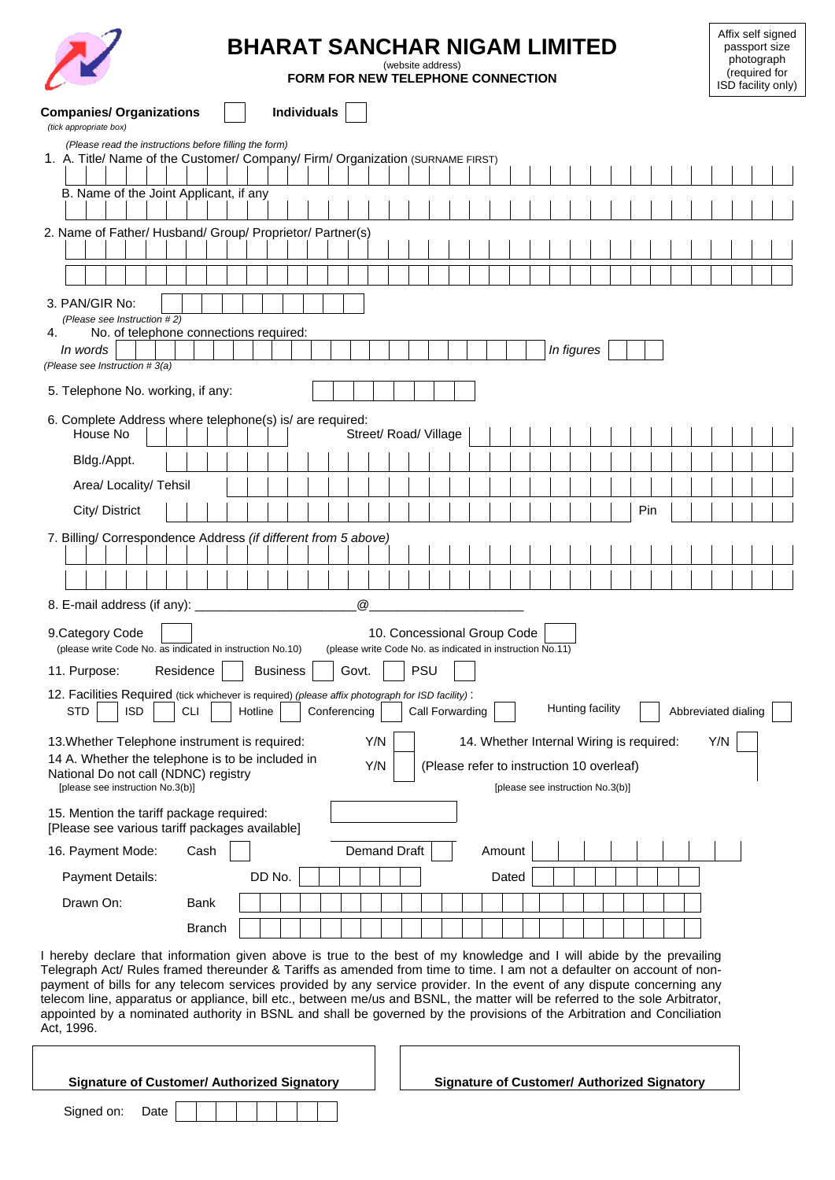# BHARAT SANCHAR NIGAM LIMITED

(website address)

**FORM FOR NEW TELEPHONE CONNECTION**

Affix self signed passport size photograph (required for ISD facility only)

**Companies/ Organizations** ☐ **Individuals** ☐

*(tick appropriate box)*

*(Please read the instructions before filling the form)*

1. A. Title/ Name of the Customer/ Company/ Firm/ Organization (SURNAME FIRST)

   B. Name of the Joint Applicant, if any

2. Name of Father/ Husband/ Group/ Proprietor/ Partner(s)

3. PAN/GIR No:

   *(Please see Instruction # 2)*

4. No. of telephone connections required:

   *In words* _______ *In figures* _______

   *(Please see Instruction # 3(a)*

5. Telephone No. working, if any:

6. Complete Address where telephone(s) is/ are required:

   House No _______ Street/ Road/ Village _______

   Bldg./Appt.

   Area/ Locality/ Tehsil

   City/ District _______ Pin _______

7. Billing/ Correspondence Address *(if different from 5 above)*

8. E-mail address (if any): ______________________@______________________

9. Category Code ☐
   (please write Code No. as indicated in instruction No.10)

10. Concessional Group Code ☐
    (please write Code No. as indicated in instruction No.11)

11. Purpose: Residence ☐ Business ☐ Govt. ☐ PSU ☐

12. Facilities Required (tick whichever is required) *(please affix photograph for ISD facility)* :

    STD ☐ ISD ☐ CLI ☐ Hotline ☐ Conferencing ☐ Call Forwarding ☐ Hunting facility ☐ Abbreviated dialing ☐

13. Whether Telephone instrument is required: Y/N ☐

14. Whether Internal Wiring is required: Y/N ☐

14 A. Whether the telephone is to be included in National Do not call (NDNC) registry Y/N ☐ (Please refer to instruction 10 overleaf)
[please see instruction No.3(b)] [please see instruction No.3(b)]

15. Mention the tariff package required:
    [Please see various tariff packages available]

16. Payment Mode: Cash ☐ Demand Draft ☐ Amount _______

    Payment Details: DD No. _______ Dated _______

    Drawn On: Bank _______

    Branch _______

I hereby declare that information given above is true to the best of my knowledge and I will abide by the prevailing Telegraph Act/ Rules framed thereunder & Tariffs as amended from time to time. I am not a defaulter on account of non-payment of bills for any telecom services provided by any service provider. In the event of any dispute concerning any telecom line, apparatus or appliance, bill etc., between me/us and BSNL, the matter will be referred to the sole Arbitrator, appointed by a nominated authority in BSNL and shall be governed by the provisions of the Arbitration and Conciliation Act, 1996.

**Signature of Customer/ Authorized Signatory** **Signature of Customer/ Authorized Signatory**

Signed on: Date _______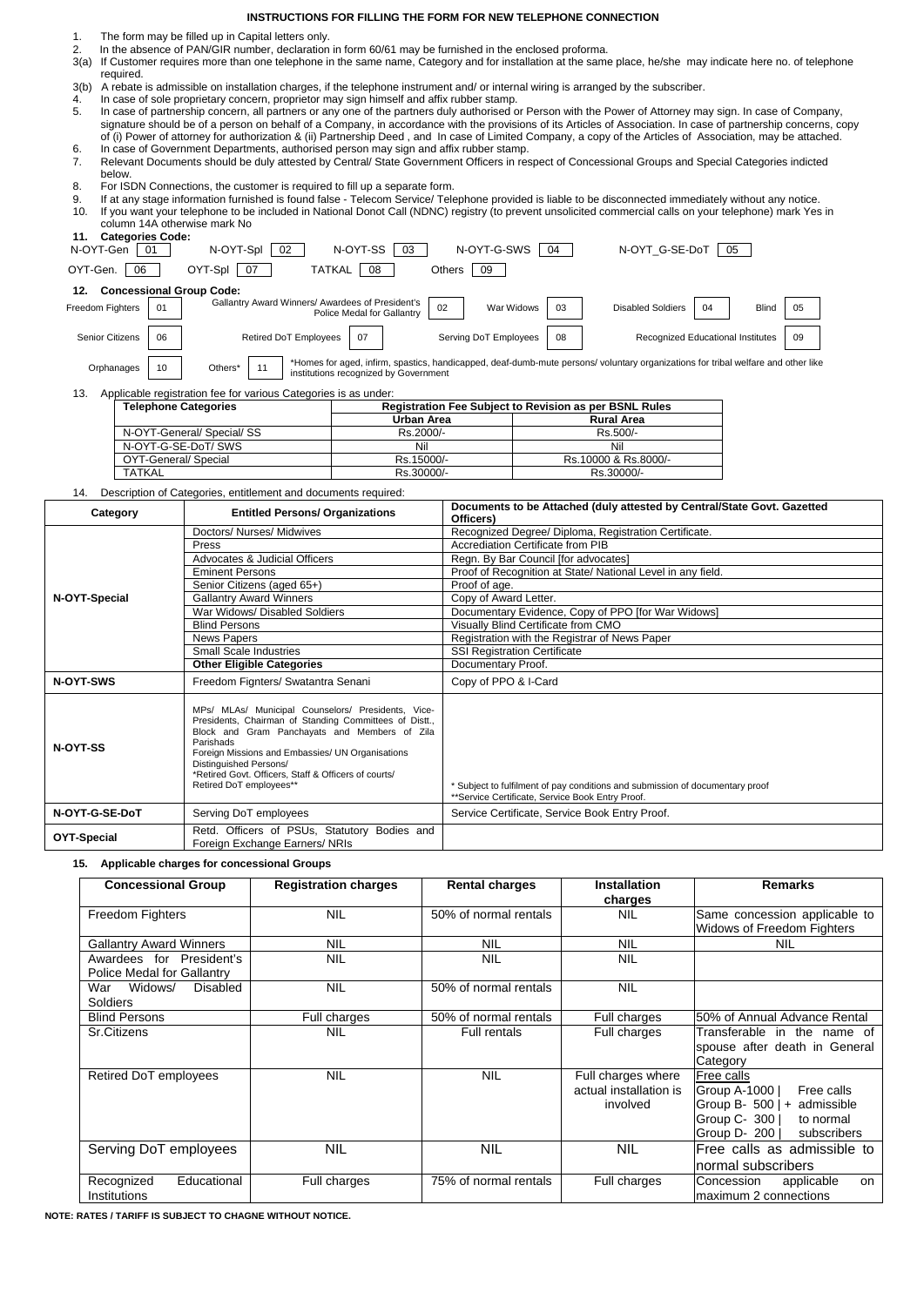## INSTRUCTIONS FOR FILLING THE FORM FOR NEW TELEPHONE CONNECTION

1. The form may be filled up in Capital letters only.
2. In the absence of PAN/GIR number, declaration in form 60/61 may be furnished in the enclosed proforma.

3(a) If Customer requires more than one telephone in the same name, Category and for installation at the same place, he/she may indicate here no. of telephone required.

3(b) A rebate is admissible on installation charges, if the telephone instrument and/ or internal wiring is arranged by the subscriber.

4. In case of sole proprietary concern, proprietor may sign himself and affix rubber stamp.
5. In case of partnership concern, all partners or any one of the partners duly authorised or Person with the Power of Attorney may sign. In case of Company, signature should be of a person on behalf of a Company, in accordance with the provisions of its Articles of Association. In case of partnership concerns, copy of (i) Power of attorney for authorization & (ii) Partnership Deed , and In case of Limited Company, a copy of the Articles of Association, may be attached.
6. In case of Government Departments, authorised person may sign and affix rubber stamp.
7. Relevant Documents should be duly attested by Central/ State Government Officers in respect of Concessional Groups and Special Categories indicted below.
8. For ISDN Connections, the customer is required to fill up a separate form.
9. If at any stage information furnished is found false - Telecom Service/ Telephone provided is liable to be disconnected immediately without any notice.
10. If you want your telephone to be included in National Donot Call (NDNC) registry (to prevent unsolicited commercial calls on your telephone) mark Yes in column 14A otherwise mark No

**11. Categories Code:**

N-OYT-Gen 01 | N-OYT-Spl 02 | N-OYT-SS 03 | N-OYT-G-SWS 04 | N-OYT_G-SE-DoT 05

OYT-Gen. 06 | OYT-Spl 07 | TATKAL 08 | Others 09

**12. Concessional Group Code:**

Freedom Fighters 01 | Gallantry Award Winners/ Awardees of President's Police Medal for Gallantry 02 | War Widows 03 | Disabled Soldiers 04 | Blind 05

Senior Citizens 06 | Retired DoT Employees 07 | Serving DoT Employees 08 | Recognized Educational Institutes 09

Orphanages 10 | Others* 11

*Homes for aged, infirm, spastics, handicapped, deaf-dumb-mute persons/ voluntary organizations for tribal welfare and other like institutions recognized by Government

13. Applicable registration fee for various Categories is as under:

| Telephone Categories | Registration Fee Subject to Revision as per BSNL Rules | |
|---|---|---|
| | Urban Area | Rural Area |
| N-OYT-General/ Special/ SS | Rs.2000/- | Rs.500/- |
| N-OYT-G-SE-DoT/ SWS | Nil | Nil |
| OYT-General/ Special | Rs.15000/- | Rs.10000 & Rs.8000/- |
| TATKAL | Rs.30000/- | Rs.30000/- |

14. Description of Categories, entitlement and documents required:

| Category | Entitled Persons/ Organizations | Documents to be Attached (duly attested by Central/State Govt. Gazetted Officers) |
|---|---|---|
| N-OYT-Special | Doctors/ Nurses/ Midwives | Recognized Degree/ Diploma, Registration Certificate. |
| | Press | Accrediation Certificate from PIB |
| | Advocates & Judicial Officers | Regn. By Bar Council [for advocates] |
| | Eminent Persons | Proof of Recognition at State/ National Level in any field. |
| | Senior Citizens (aged 65+) | Proof of age. |
| | Gallantry Award Winners | Copy of Award Letter. |
| | War Widows/ Disabled Soldiers | Documentary Evidence, Copy of PPO [for War Widows] |
| | Blind Persons | Visually Blind Certificate from CMO |
| | News Papers | Registration with the Registrar of News Paper |
| | Small Scale Industries | SSI Registration Certificate |
| | **Other Eligible Categories** | Documentary Proof. |
| **N-OYT-SWS** | Freedom Fignters/ Swatantra Senani | Copy of PPO & I-Card |
| **N-OYT-SS** | MPs/ MLAs/ Municipal Counselors/ Presidents, Vice-Presidents, Chairman of Standing Committees of Distt., Block and Gram Panchayats and Members of Zila Parishads<br>Foreign Missions and Embassies/ UN Organisations<br>Distinguished Persons/<br>*Retired Govt. Officers, Staff & Officers of courts/<br>Retired DoT employees** | * Subject to fulfilment of pay conditions and submission of documentary proof<br>**Service Certificate, Service Book Entry Proof. |
| **N-OYT-G-SE-DoT** | Serving DoT employees | Service Certificate, Service Book Entry Proof. |
| **OYT-Special** | Retd. Officers of PSUs, Statutory Bodies and Foreign Exchange Earners/ NRIs | |

**15. Applicable charges for concessional Groups**

| Concessional Group | Registration charges | Rental charges | Installation charges | Remarks |
|---|---|---|---|---|
| Freedom Fighters | NIL | 50% of normal rentals | NIL | Same concession applicable to Widows of Freedom Fighters |
| Gallantry Award Winners | NIL | NIL | NIL | NIL |
| Awardees for President's Police Medal for Gallantry | NIL | NIL | NIL | |
| War Widows/ Disabled Soldiers | NIL | 50% of normal rentals | NIL | |
| Blind Persons | Full charges | 50% of normal rentals | Full charges | 50% of Annual Advance Rental |
| Sr.Citizens | NIL | Full rentals | Full charges | Transferable in the name of spouse after death in General Category |
| Retired DoT employees | NIL | NIL | Full charges where actual installation is involved | Free calls<br>Group A-1000 \| Free calls<br>Group B- 500 \| + admissible<br>Group C- 300 \| to normal<br>Group D- 200 \| subscribers |
| Serving DoT employees | NIL | NIL | NIL | Free calls as admissible to normal subscribers |
| Recognized Educational Institutions | Full charges | 75% of normal rentals | Full charges | Concession applicable on maximum 2 connections |

**NOTE: RATES / TARIFF IS SUBJECT TO CHAGNE WITHOUT NOTICE.**